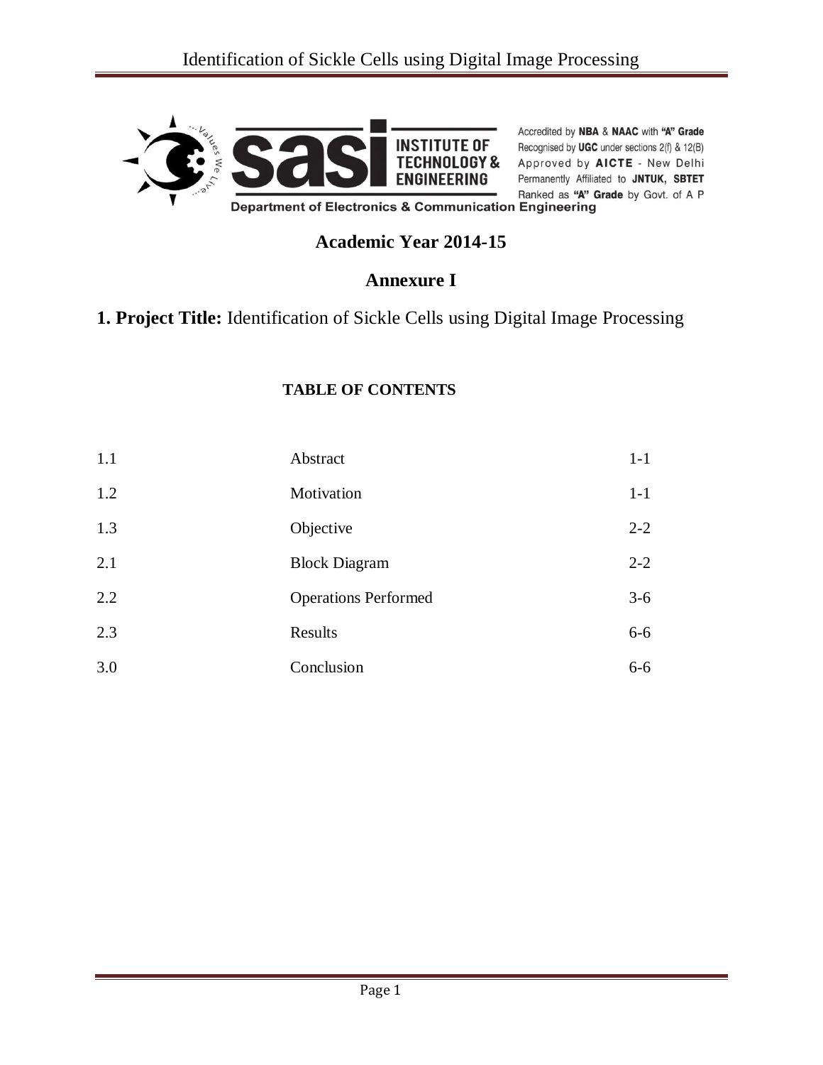Accredited by **NBA** & **NAAC** with **"A" Grade**
Recognised by **UGC** under sections 2(f) & 12(B)
Approved by **AICTE** - New Delhi
Permanently Affiliated to **JNTUK, SBTET**
Ranked as **"A" Grade** by Govt. of A P

**Department of Electronics & Communication Engineering**

## Academic Year 2014-15

## Annexure I

**1. Project Title:** Identification of Sickle Cells using Digital Image Processing

### TABLE OF CONTENTS

| | | |
|---|---|---|
| 1.1 | Abstract | 1-1 |
| 1.2 | Motivation | 1-1 |
| 1.3 | Objective | 2-2 |
| 2.1 | Block Diagram | 2-2 |
| 2.2 | Operations Performed | 3-6 |
| 2.3 | Results | 6-6 |
| 3.0 | Conclusion | 6-6 |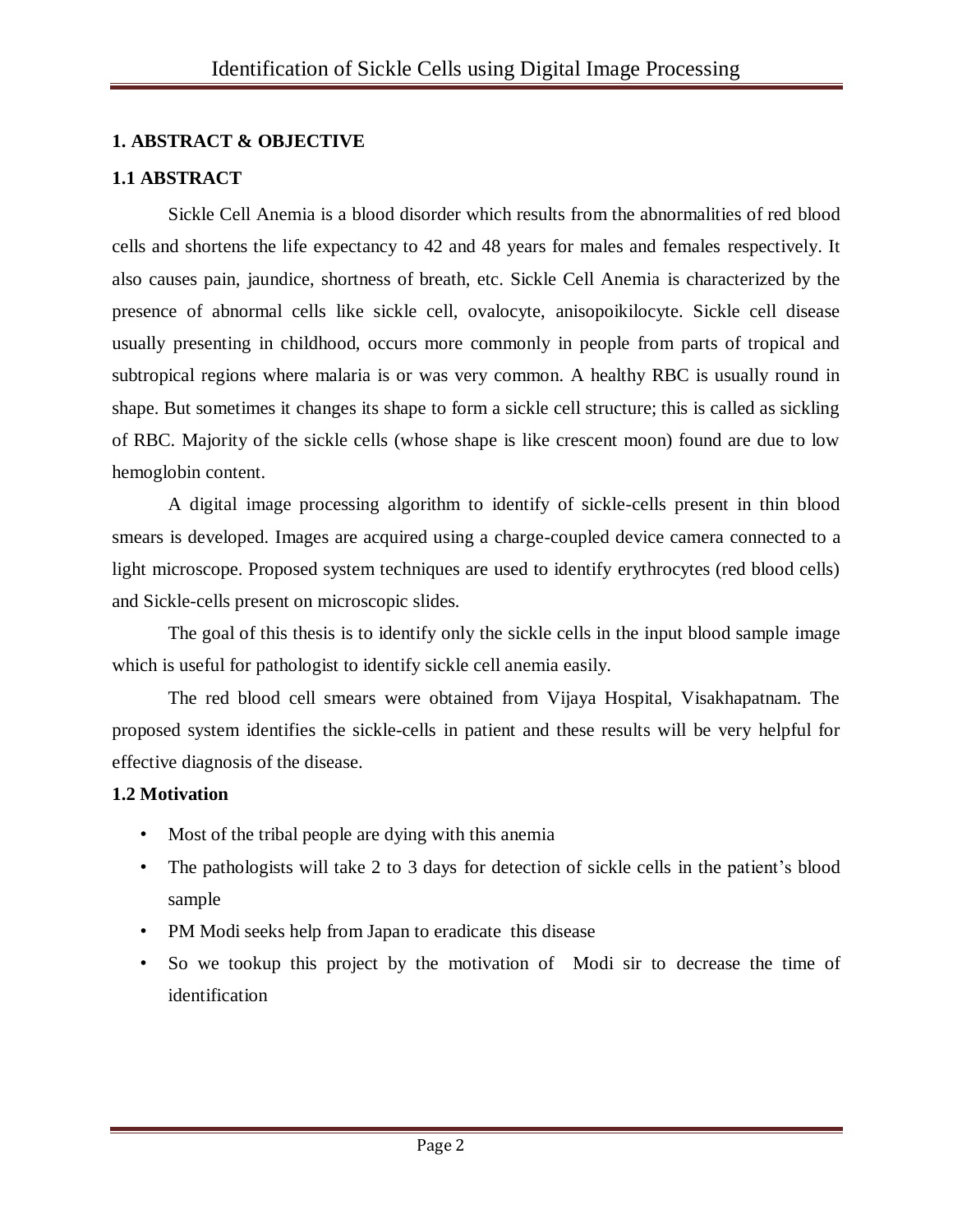## 1. ABSTRACT & OBJECTIVE

### 1.1 ABSTRACT

Sickle Cell Anemia is a blood disorder which results from the abnormalities of red blood cells and shortens the life expectancy to 42 and 48 years for males and females respectively. It also causes pain, jaundice, shortness of breath, etc. Sickle Cell Anemia is characterized by the presence of abnormal cells like sickle cell, ovalocyte, anisopoikilocyte. Sickle cell disease usually presenting in childhood, occurs more commonly in people from parts of tropical and subtropical regions where malaria is or was very common. A healthy RBC is usually round in shape. But sometimes it changes its shape to form a sickle cell structure; this is called as sickling of RBC. Majority of the sickle cells (whose shape is like crescent moon) found are due to low hemoglobin content.

A digital image processing algorithm to identify of sickle-cells present in thin blood smears is developed. Images are acquired using a charge-coupled device camera connected to a light microscope. Proposed system techniques are used to identify erythrocytes (red blood cells) and Sickle-cells present on microscopic slides.

The goal of this thesis is to identify only the sickle cells in the input blood sample image which is useful for pathologist to identify sickle cell anemia easily.

The red blood cell smears were obtained from Vijaya Hospital, Visakhapatnam. The proposed system identifies the sickle-cells in patient and these results will be very helpful for effective diagnosis of the disease.

### 1.2 Motivation

- Most of the tribal people are dying with this anemia
- The pathologists will take 2 to 3 days for detection of sickle cells in the patient's blood sample
- PM Modi seeks help from Japan to eradicate this disease
- So we tookup this project by the motivation of Modi sir to decrease the time of identification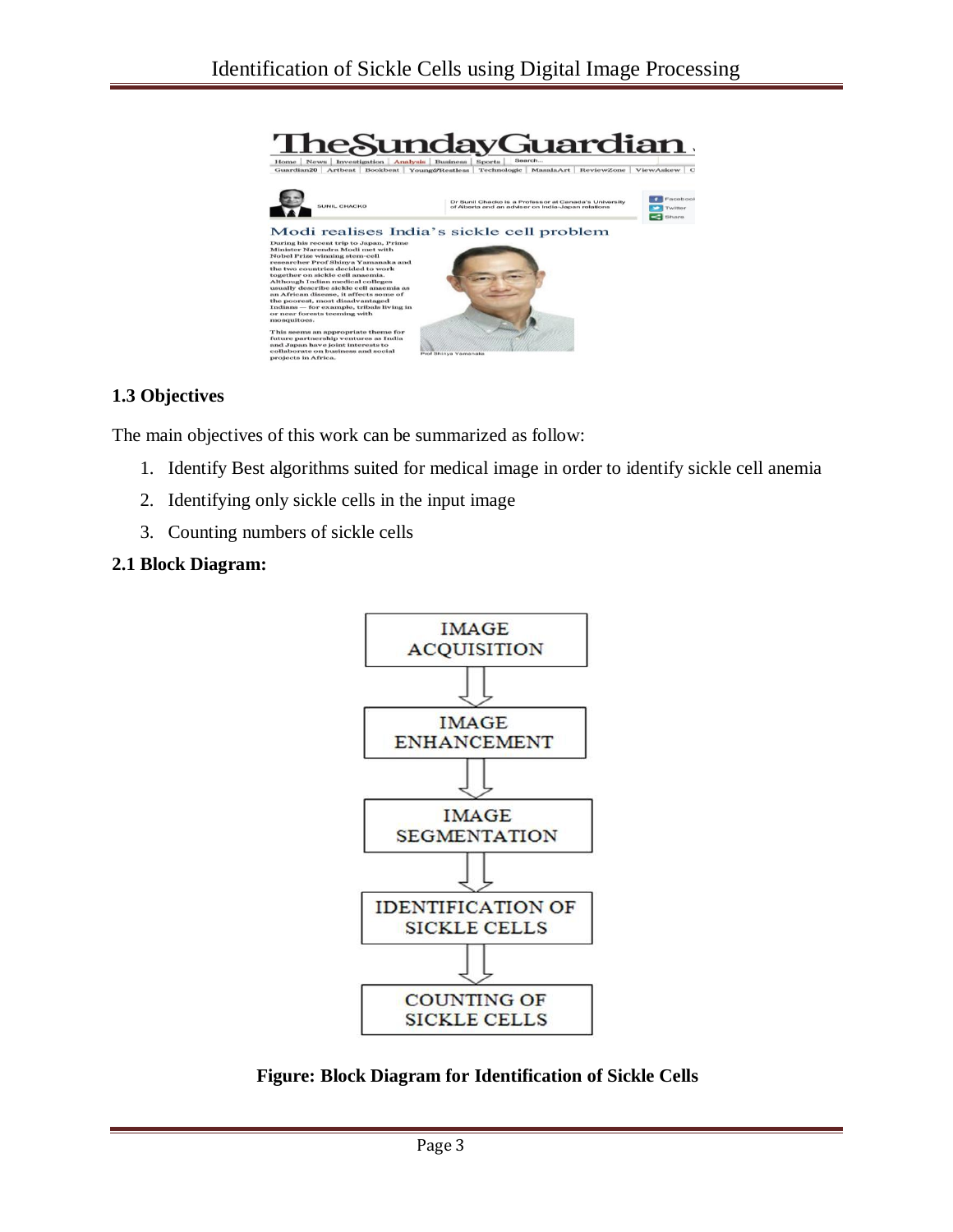### 1.3 Objectives

The main objectives of this work can be summarized as follow:

1. Identify Best algorithms suited for medical image in order to identify sickle cell anemia
2. Identifying only sickle cells in the input image
3. Counting numbers of sickle cells

### 2.1 Block Diagram:

IMAGE ACQUISITION → IMAGE ENHANCEMENT → IMAGE SEGMENTATION → IDENTIFICATION OF SICKLE CELLS → COUNTING OF SICKLE CELLS

**Figure: Block Diagram for Identification of Sickle Cells**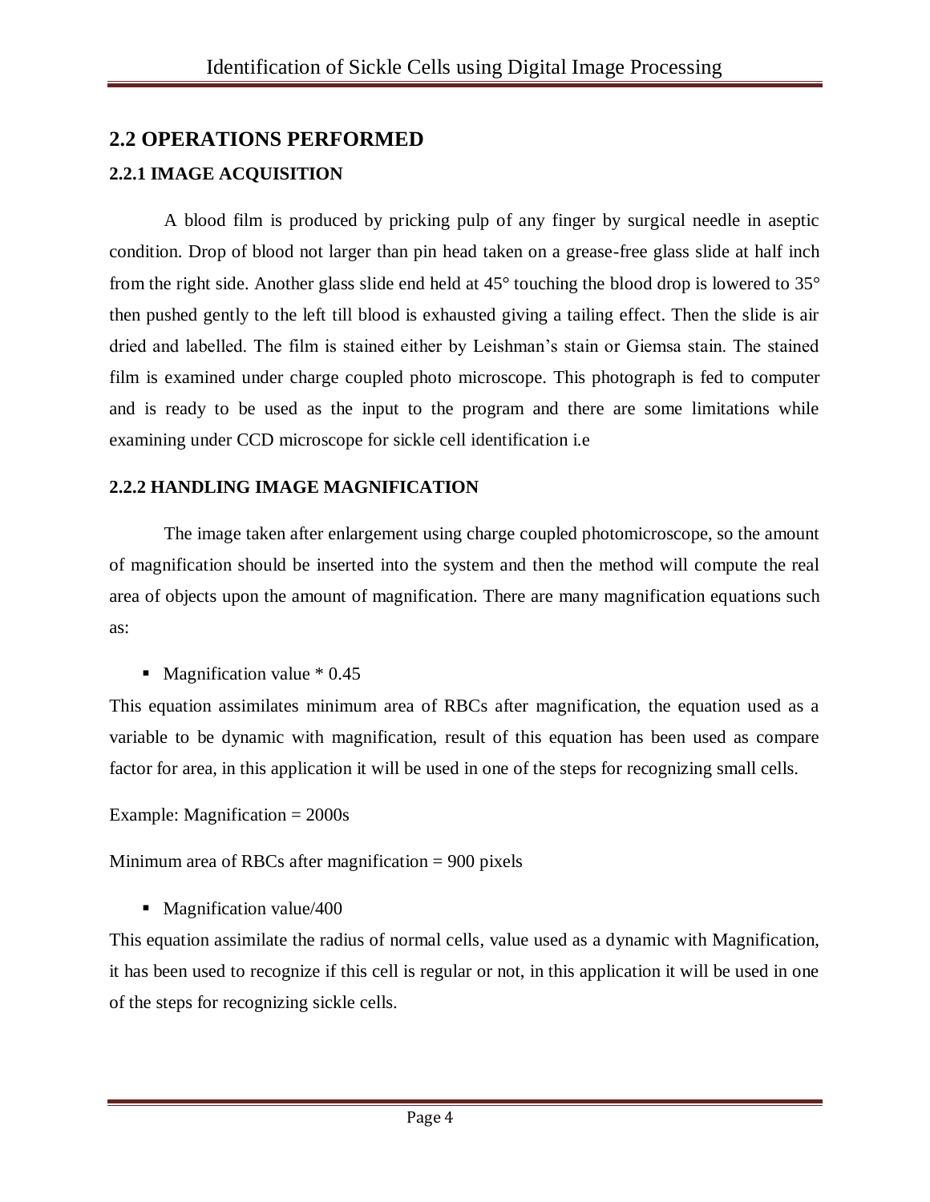## 2.2 OPERATIONS PERFORMED

### 2.2.1 IMAGE ACQUISITION

A blood film is produced by pricking pulp of any finger by surgical needle in aseptic condition. Drop of blood not larger than pin head taken on a grease-free glass slide at half inch from the right side. Another glass slide end held at 45° touching the blood drop is lowered to 35° then pushed gently to the left till blood is exhausted giving a tailing effect. Then the slide is air dried and labelled. The film is stained either by Leishman's stain or Giemsa stain. The stained film is examined under charge coupled photo microscope. This photograph is fed to computer and is ready to be used as the input to the program and there are some limitations while examining under CCD microscope for sickle cell identification i.e

### 2.2.2 HANDLING IMAGE MAGNIFICATION

The image taken after enlargement using charge coupled photomicroscope, so the amount of magnification should be inserted into the system and then the method will compute the real area of objects upon the amount of magnification. There are many magnification equations such as:

- Magnification value * 0.45

This equation assimilates minimum area of RBCs after magnification, the equation used as a variable to be dynamic with magnification, result of this equation has been used as compare factor for area, in this application it will be used in one of the steps for recognizing small cells.

Example: Magnification = 2000s

Minimum area of RBCs after magnification = 900 pixels

- Magnification value/400

This equation assimilate the radius of normal cells, value used as a dynamic with Magnification, it has been used to recognize if this cell is regular or not, in this application it will be used in one of the steps for recognizing sickle cells.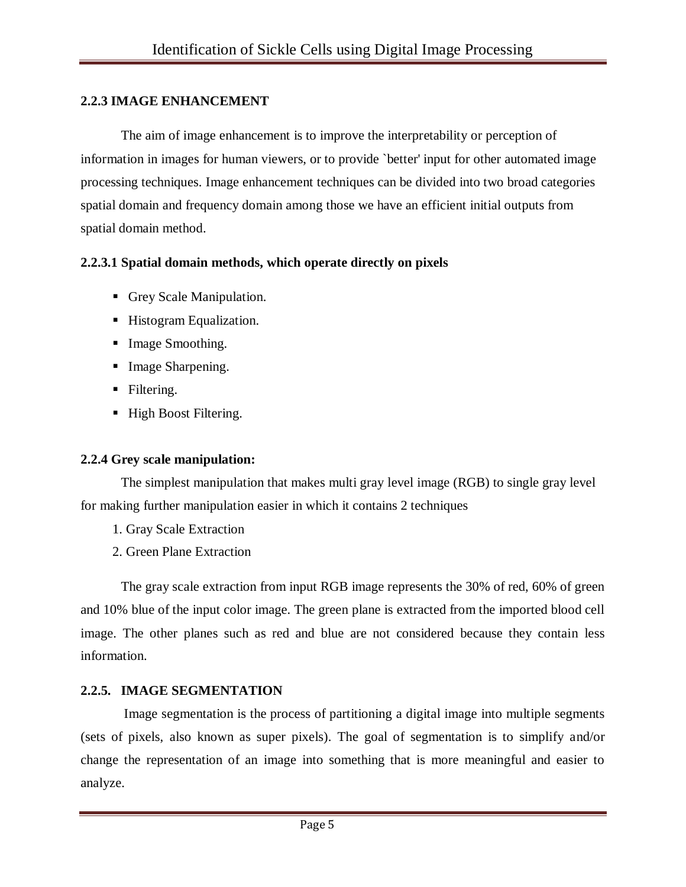### 2.2.3 IMAGE ENHANCEMENT

The aim of image enhancement is to improve the interpretability or perception of information in images for human viewers, or to provide `better' input for other automated image processing techniques. Image enhancement techniques can be divided into two broad categories spatial domain and frequency domain among those we have an efficient initial outputs from spatial domain method.

#### 2.2.3.1 Spatial domain methods, which operate directly on pixels

- Grey Scale Manipulation.
- Histogram Equalization.
- Image Smoothing.
- Image Sharpening.
- Filtering.
- High Boost Filtering.

### 2.2.4 Grey scale manipulation:

The simplest manipulation that makes multi gray level image (RGB) to single gray level for making further manipulation easier in which it contains 2 techniques

1. Gray Scale Extraction
2. Green Plane Extraction

The gray scale extraction from input RGB image represents the 30% of red, 60% of green and 10% blue of the input color image. The green plane is extracted from the imported blood cell image. The other planes such as red and blue are not considered because they contain less information.

### 2.2.5. IMAGE SEGMENTATION

Image segmentation is the process of partitioning a digital image into multiple segments (sets of pixels, also known as super pixels). The goal of segmentation is to simplify and/or change the representation of an image into something that is more meaningful and easier to analyze.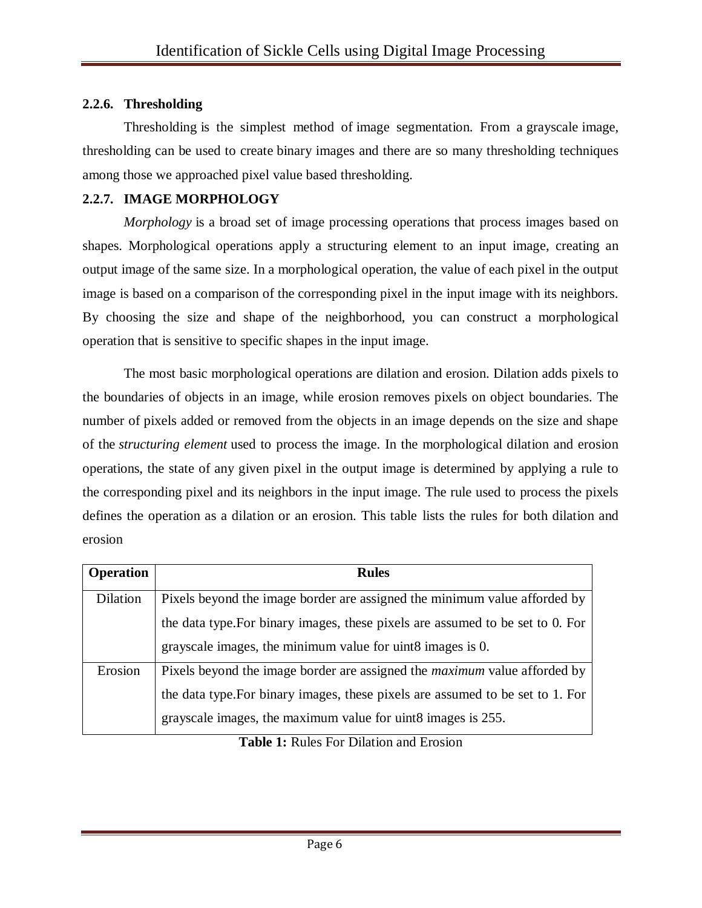### 2.2.6. Thresholding

Thresholding is the simplest method of image segmentation. From a grayscale image, thresholding can be used to create binary images and there are so many thresholding techniques among those we approached pixel value based thresholding.

### 2.2.7. IMAGE MORPHOLOGY

*Morphology* is a broad set of image processing operations that process images based on shapes. Morphological operations apply a structuring element to an input image, creating an output image of the same size. In a morphological operation, the value of each pixel in the output image is based on a comparison of the corresponding pixel in the input image with its neighbors. By choosing the size and shape of the neighborhood, you can construct a morphological operation that is sensitive to specific shapes in the input image.

The most basic morphological operations are dilation and erosion. Dilation adds pixels to the boundaries of objects in an image, while erosion removes pixels on object boundaries. The number of pixels added or removed from the objects in an image depends on the size and shape of the *structuring element* used to process the image. In the morphological dilation and erosion operations, the state of any given pixel in the output image is determined by applying a rule to the corresponding pixel and its neighbors in the input image. The rule used to process the pixels defines the operation as a dilation or an erosion. This table lists the rules for both dilation and erosion

| Operation | Rules |
| --- | --- |
| Dilation | Pixels beyond the image border are assigned the minimum value afforded by the data type.For binary images, these pixels are assumed to be set to 0. For grayscale images, the minimum value for uint8 images is 0. |
| Erosion | Pixels beyond the image border are assigned the *maximum* value afforded by the data type.For binary images, these pixels are assumed to be set to 1. For grayscale images, the maximum value for uint8 images is 255. |

**Table 1:** Rules For Dilation and Erosion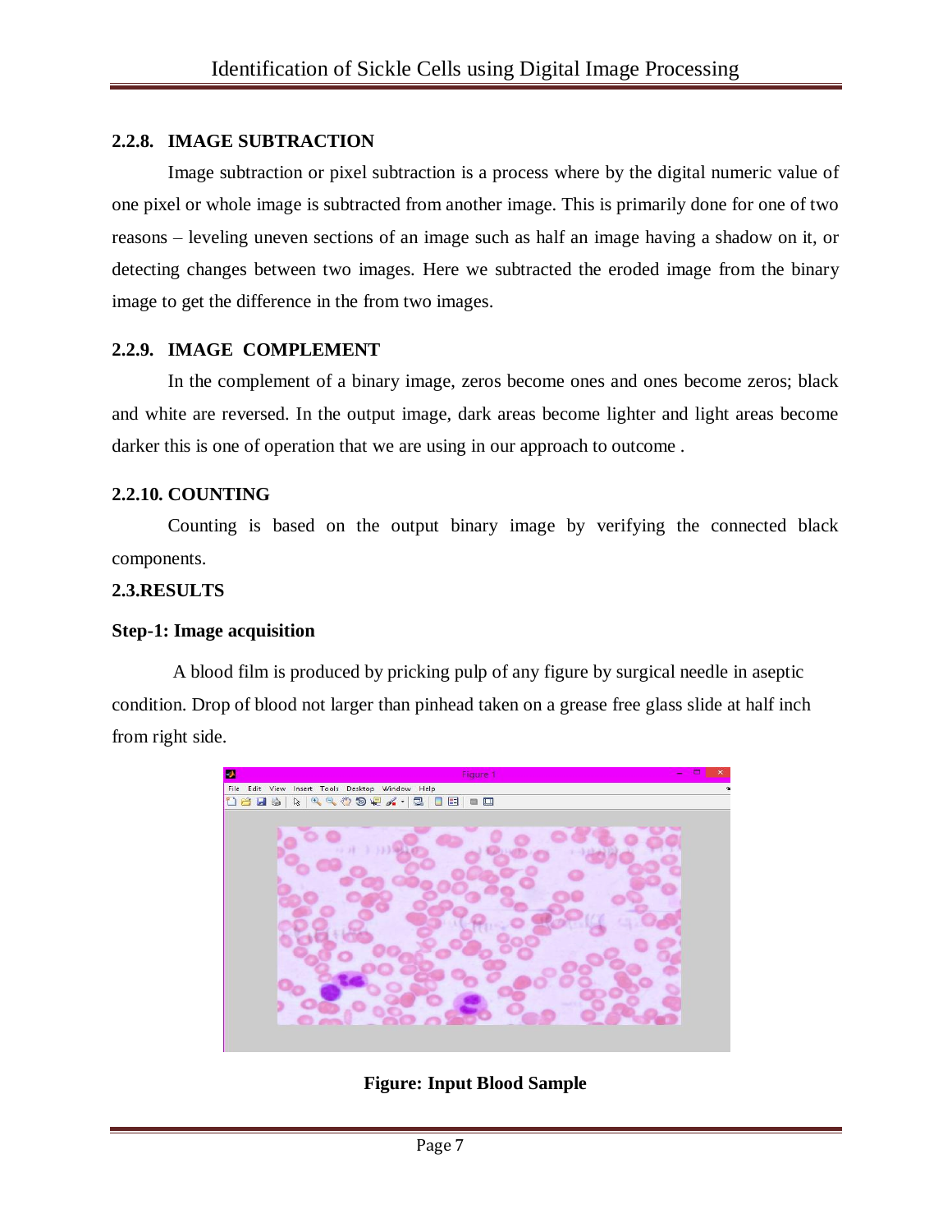### 2.2.8. IMAGE SUBTRACTION

Image subtraction or pixel subtraction is a process where by the digital numeric value of one pixel or whole image is subtracted from another image. This is primarily done for one of two reasons – leveling uneven sections of an image such as half an image having a shadow on it, or detecting changes between two images. Here we subtracted the eroded image from the binary image to get the difference in the from two images.

### 2.2.9. IMAGE COMPLEMENT

In the complement of a binary image, zeros become ones and ones become zeros; black and white are reversed. In the output image, dark areas become lighter and light areas become darker this is one of operation that we are using in our approach to outcome .

### 2.2.10. COUNTING

Counting is based on the output binary image by verifying the connected black components.

## 2.3.RESULTS

**Step-1: Image acquisition**

A blood film is produced by pricking pulp of any figure by surgical needle in aseptic condition. Drop of blood not larger than pinhead taken on a grease free glass slide at half inch from right side.

**Figure: Input Blood Sample**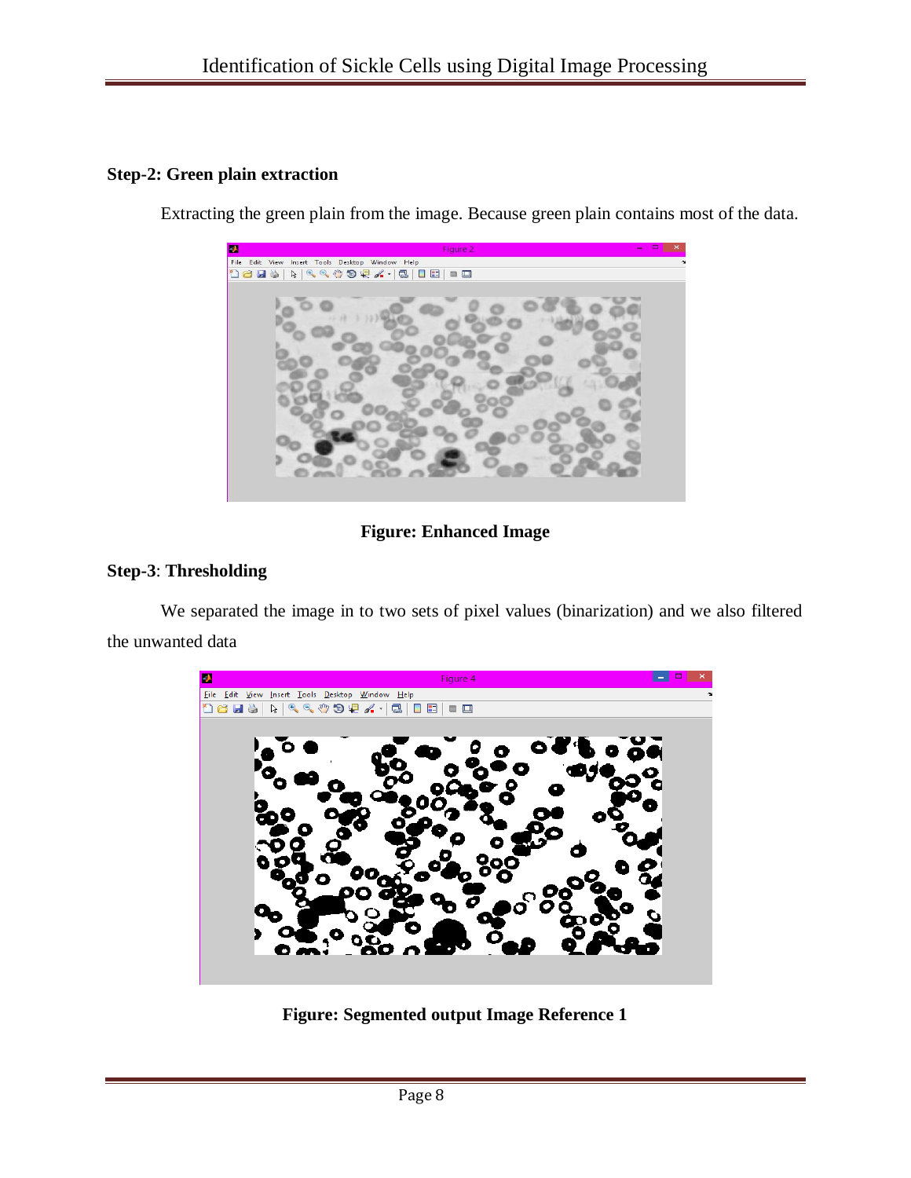**Step-2: Green plain extraction**

Extracting the green plain from the image. Because green plain contains most of the data.

**Figure: Enhanced Image**

**Step-3**: **Thresholding**

We separated the image in to two sets of pixel values (binarization) and we also filtered the unwanted data

**Figure: Segmented output Image Reference 1**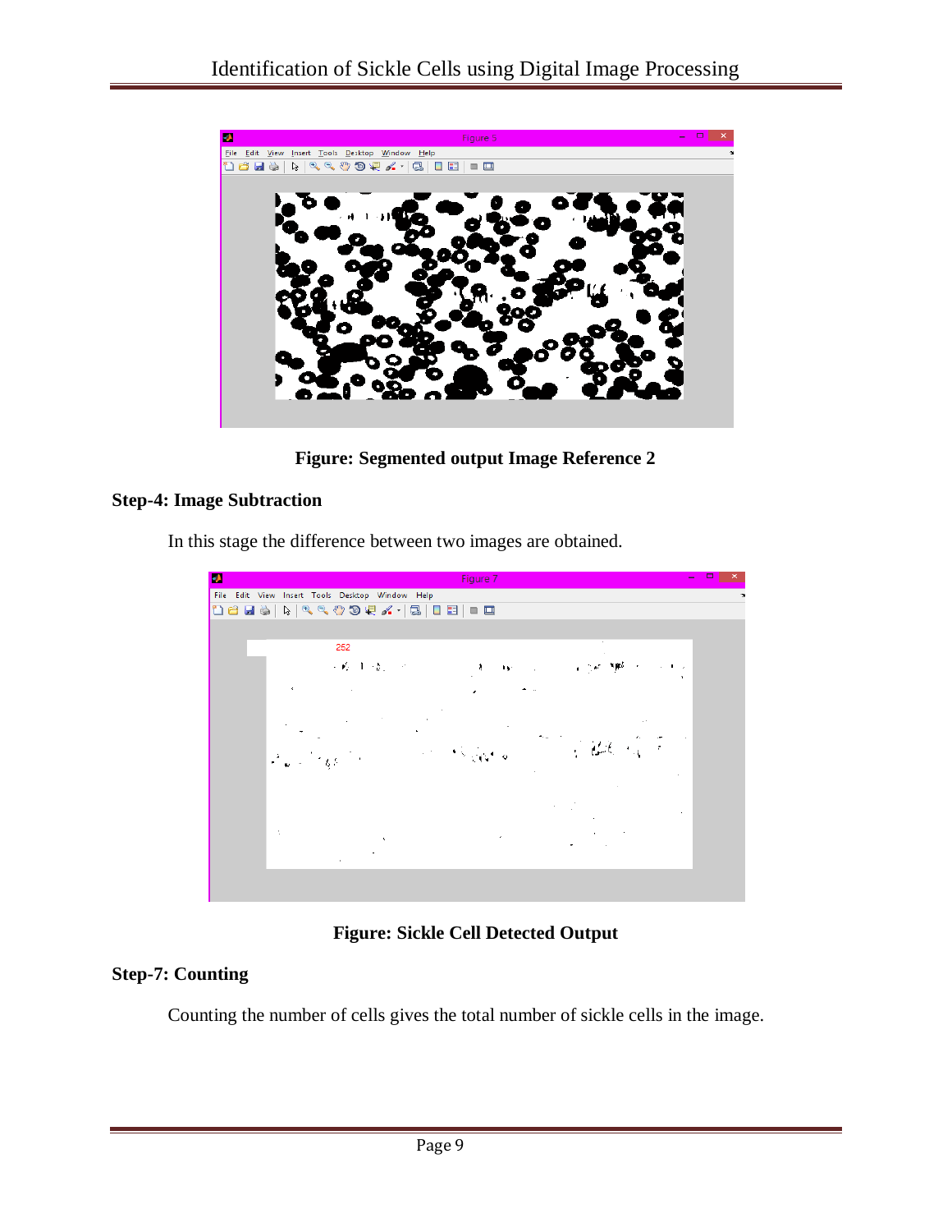Figure: Segmented output Image Reference 2

## Step-4: Image Subtraction

In this stage the difference between two images are obtained.

Figure: Sickle Cell Detected Output

## Step-7: Counting

Counting the number of cells gives the total number of sickle cells in the image.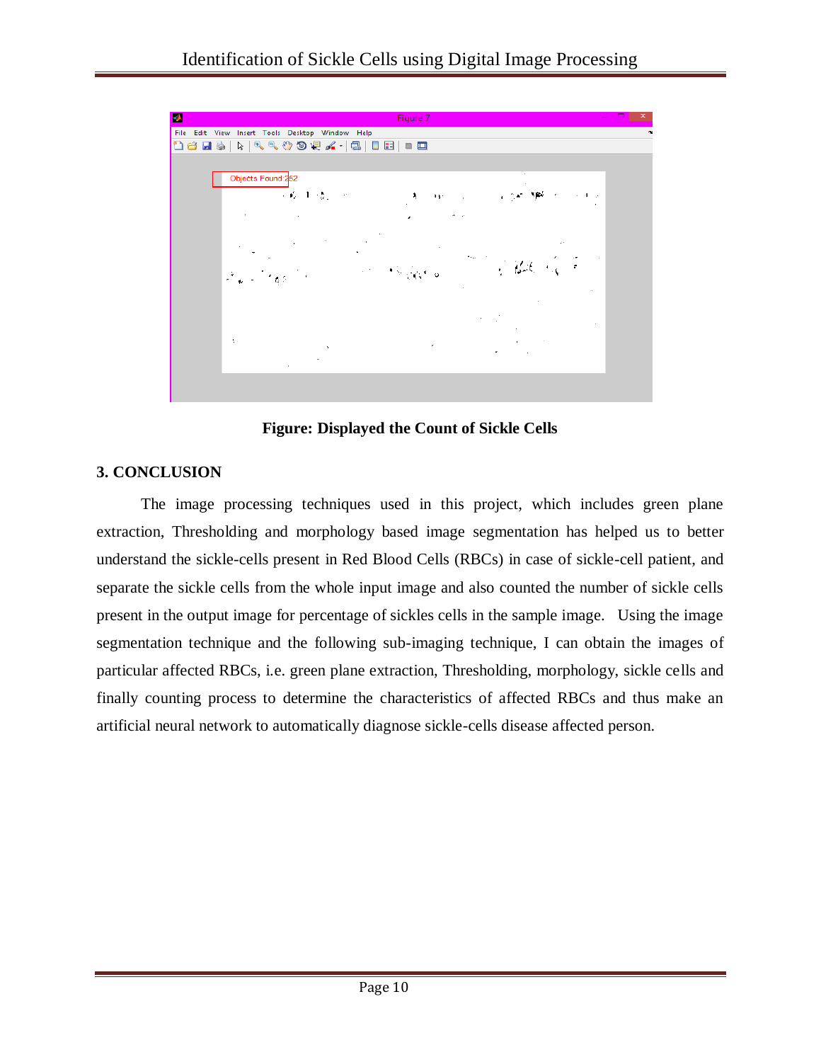Figure: Displayed the Count of Sickle Cells

## 3. CONCLUSION

The image processing techniques used in this project, which includes green plane extraction, Thresholding and morphology based image segmentation has helped us to better understand the sickle-cells present in Red Blood Cells (RBCs) in case of sickle-cell patient, and separate the sickle cells from the whole input image and also counted the number of sickle cells present in the output image for percentage of sickles cells in the sample image. Using the image segmentation technique and the following sub-imaging technique, I can obtain the images of particular affected RBCs, i.e. green plane extraction, Thresholding, morphology, sickle cells and finally counting process to determine the characteristics of affected RBCs and thus make an artificial neural network to automatically diagnose sickle-cells disease affected person.